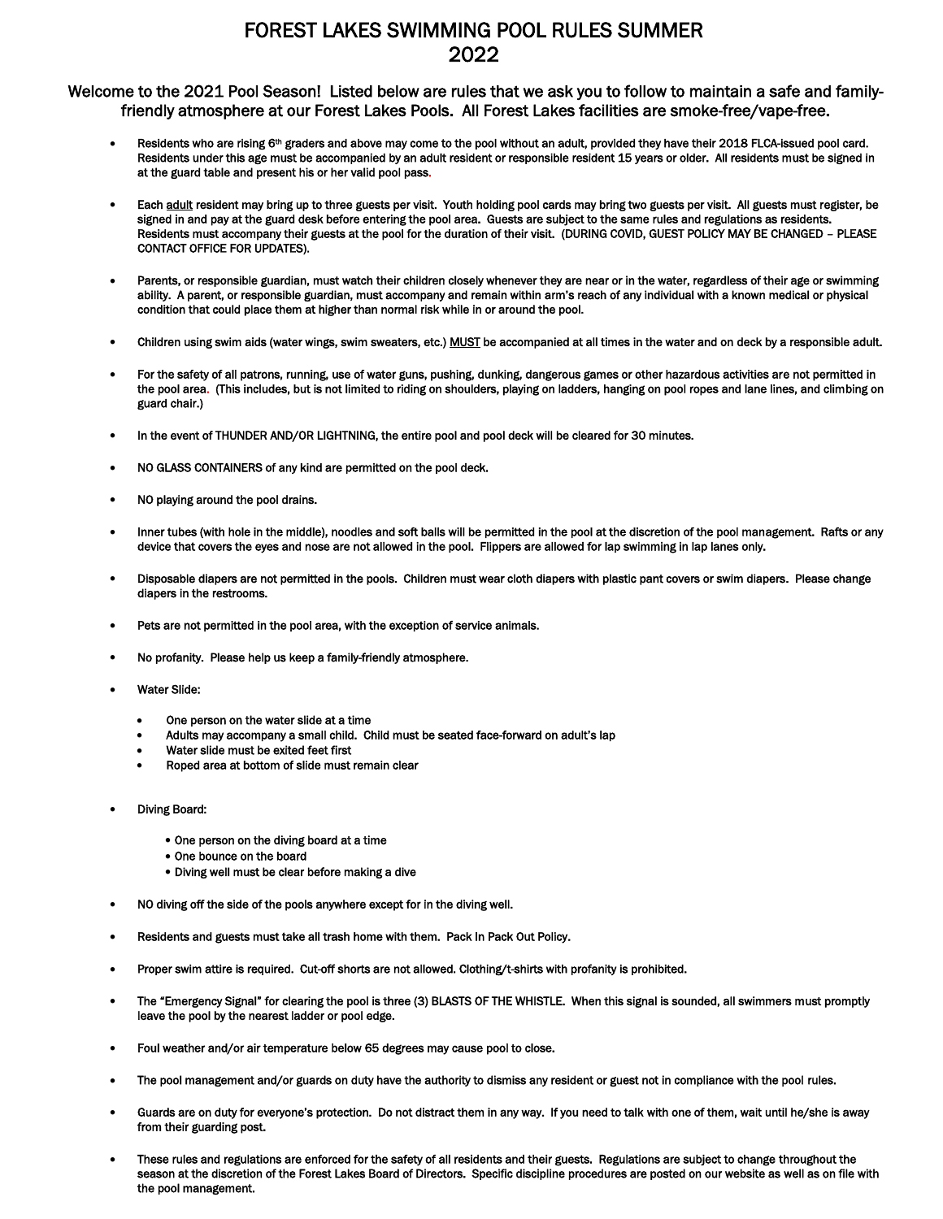# FOREST LAKES SWIMMING POOL RULES SUMMER 2022

Welcome to the 2021 Pool Season! Listed below are rules that we ask you to follow to maintain a safe and family-friendly atmosphere at our Forest Lakes Pools. All Forest Lakes facilities are smoke-free/vape-free.

- Residents who are rising 6th graders and above may come to the pool without an adult, provided they have their 2018 FLCA-issued pool card. Residents under this age must be accompanied by an adult resident or responsible resident 15 years or older. All residents must be signed in at the guard table and present his or her valid pool pass.
- Each adult resident may bring up to three guests per visit. Youth holding pool cards may bring two guests per visit. All guests must register, be signed in and pay at the guard desk before entering the pool area. Guests are subject to the same rules and regulations as residents. Residents must accompany their guests at the pool for the duration of their visit. (DURING COVID, GUEST POLICY MAY BE CHANGED – PLEASE CONTACT OFFICE FOR UPDATES).
- Parents, or responsible guardian, must watch their children closely whenever they are near or in the water, regardless of their age or swimming ability. A parent, or responsible guardian, must accompany and remain within arm's reach of any individual with a known medical or physical condition that could place them at higher than normal risk while in or around the pool.
- Children using swim aids (water wings, swim sweaters, etc.) MUST be accompanied at all times in the water and on deck by a responsible adult.
- For the safety of all patrons, running, use of water guns, pushing, dunking, dangerous games or other hazardous activities are not permitted in the pool area. (This includes, but is not limited to riding on shoulders, playing on ladders, hanging on pool ropes and lane lines, and climbing on guard chair.)
- In the event of THUNDER AND/OR LIGHTNING, the entire pool and pool deck will be cleared for 30 minutes.
- NO GLASS CONTAINERS of any kind are permitted on the pool deck.
- NO playing around the pool drains.
- Inner tubes (with hole in the middle), noodles and soft balls will be permitted in the pool at the discretion of the pool management. Rafts or any device that covers the eyes and nose are not allowed in the pool. Flippers are allowed for lap swimming in lap lanes only.
- Disposable diapers are not permitted in the pools. Children must wear cloth diapers with plastic pant covers or swim diapers. Please change diapers in the restrooms.
- Pets are not permitted in the pool area, with the exception of service animals.
- No profanity. Please help us keep a family-friendly atmosphere.
- Water Slide:
  - One person on the water slide at a time
  - Adults may accompany a small child. Child must be seated face-forward on adult's lap
  - Water slide must be exited feet first
  - Roped area at bottom of slide must remain clear
- Diving Board:
  - One person on the diving board at a time
  - One bounce on the board
  - Diving well must be clear before making a dive
- NO diving off the side of the pools anywhere except for in the diving well.
- Residents and guests must take all trash home with them. Pack In Pack Out Policy.
- Proper swim attire is required. Cut-off shorts are not allowed. Clothing/t-shirts with profanity is prohibited.
- The "Emergency Signal" for clearing the pool is three (3) BLASTS OF THE WHISTLE. When this signal is sounded, all swimmers must promptly leave the pool by the nearest ladder or pool edge.
- Foul weather and/or air temperature below 65 degrees may cause pool to close.
- The pool management and/or guards on duty have the authority to dismiss any resident or guest not in compliance with the pool rules.
- Guards are on duty for everyone's protection. Do not distract them in any way. If you need to talk with one of them, wait until he/she is away from their guarding post.
- These rules and regulations are enforced for the safety of all residents and their guests. Regulations are subject to change throughout the season at the discretion of the Forest Lakes Board of Directors. Specific discipline procedures are posted on our website as well as on file with the pool management.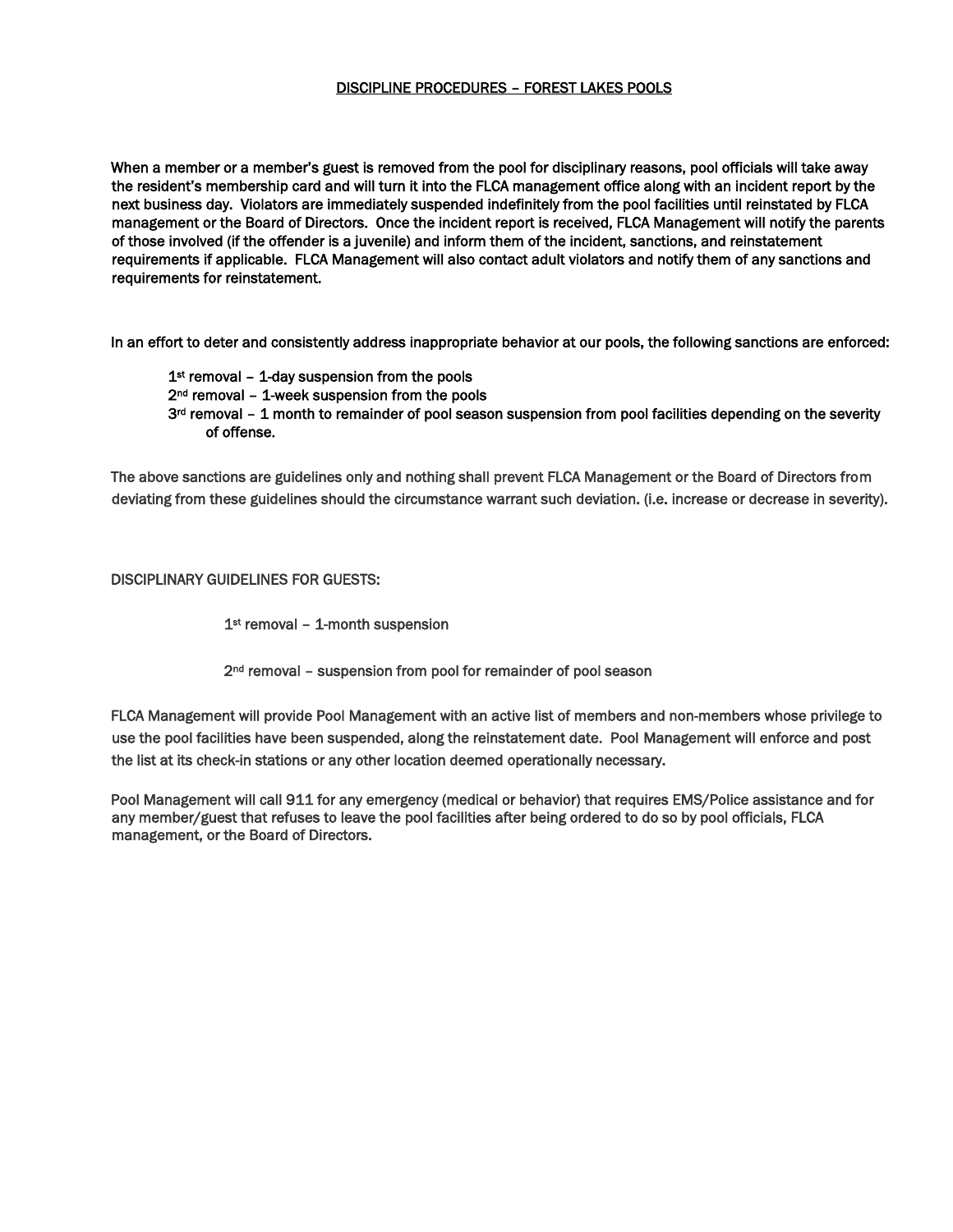# DISCIPLINE PROCEDURES – FOREST LAKES POOLS

When a member or a member's guest is removed from the pool for disciplinary reasons, pool officials will take away the resident's membership card and will turn it into the FLCA management office along with an incident report by the next business day. Violators are immediately suspended indefinitely from the pool facilities until reinstated by FLCA management or the Board of Directors. Once the incident report is received, FLCA Management will notify the parents of those involved (if the offender is a juvenile) and inform them of the incident, sanctions, and reinstatement requirements if applicable. FLCA Management will also contact adult violators and notify them of any sanctions and requirements for reinstatement.

In an effort to deter and consistently address inappropriate behavior at our pools, the following sanctions are enforced:

- 1st removal – 1-day suspension from the pools
- 2nd removal – 1-week suspension from the pools
- 3rd removal – 1 month to remainder of pool season suspension from pool facilities depending on the severity of offense.

The above sanctions are guidelines only and nothing shall prevent FLCA Management or the Board of Directors from deviating from these guidelines should the circumstance warrant such deviation. (i.e. increase or decrease in severity).

DISCIPLINARY GUIDELINES FOR GUESTS:

- 1st removal – 1-month suspension
- 2nd removal – suspension from pool for remainder of pool season

FLCA Management will provide Pool Management with an active list of members and non-members whose privilege to use the pool facilities have been suspended, along the reinstatement date. Pool Management will enforce and post the list at its check-in stations or any other location deemed operationally necessary.

Pool Management will call 911 for any emergency (medical or behavior) that requires EMS/Police assistance and for any member/guest that refuses to leave the pool facilities after being ordered to do so by pool officials, FLCA management, or the Board of Directors.